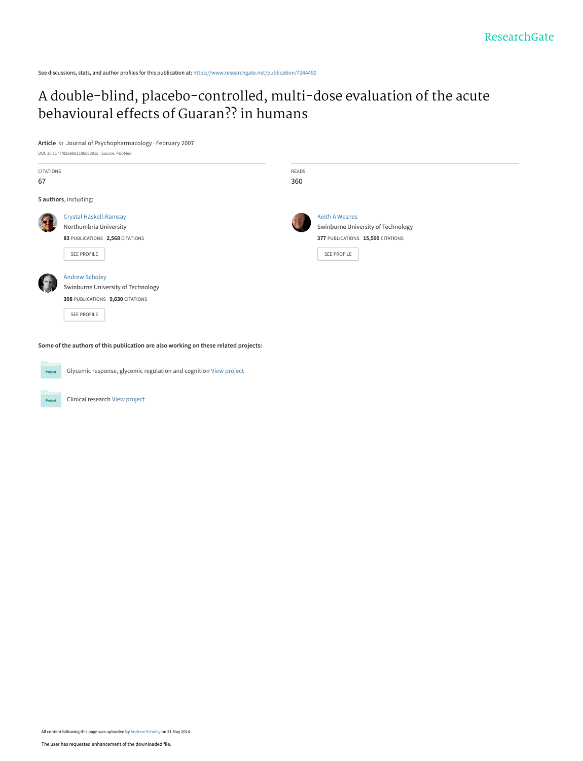ResearchGate

See discussions, stats, and author profiles for this publication at: https://www.researchgate.net/publication/7244450

# A double-blind, placebo-controlled, multi-dose evaluation of the acute behavioural effects of Guaran?? in humans

**Article** *in* Journal of Psychopharmacology · February 2007

DOI: 10.1177/0269881106063815 · Source: PubMed

CITATIONS
67

READS
360

**5 authors**, including:

Crystal Haskell-Ramsay
Northumbria University
**83** PUBLICATIONS **2,568** CITATIONS
SEE PROFILE

Keith A Wesnes
Swinburne University of Technology
**377** PUBLICATIONS **15,599** CITATIONS
SEE PROFILE

Andrew Scholey
Swinburne University of Technology
**308** PUBLICATIONS **9,630** CITATIONS
SEE PROFILE

**Some of the authors of this publication are also working on these related projects:**

Glycemic response, glycemic regulation and cognition View project

Clinical research View project

All content following this page was uploaded by Andrew Scholey on 21 May 2014.

The user has requested enhancement of the downloaded file.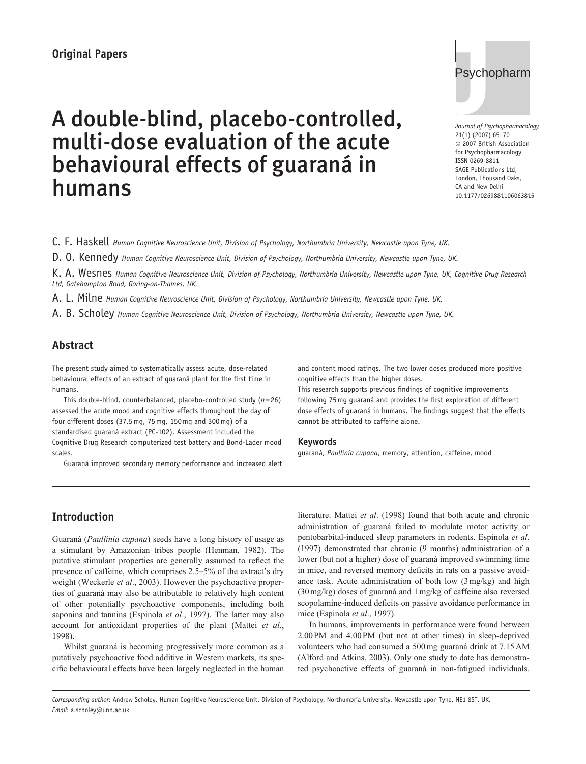Original Papers

# A double-blind, placebo-controlled, multi-dose evaluation of the acute behavioural effects of guaraná in humans

C. F. Haskell *Human Cognitive Neuroscience Unit, Division of Psychology, Northumbria University, Newcastle upon Tyne, UK.*

D. O. Kennedy *Human Cognitive Neuroscience Unit, Division of Psychology, Northumbria University, Newcastle upon Tyne, UK.*

K. A. Wesnes *Human Cognitive Neuroscience Unit, Division of Psychology, Northumbria University, Newcastle upon Tyne, UK, Cognitive Drug Research Ltd, Gatehampton Road, Goring-on-Thames, UK.*

A. L. Milne *Human Cognitive Neuroscience Unit, Division of Psychology, Northumbria University, Newcastle upon Tyne, UK.*

A. B. Scholey *Human Cognitive Neuroscience Unit, Division of Psychology, Northumbria University, Newcastle upon Tyne, UK.*

## Abstract

The present study aimed to systematically assess acute, dose-related behavioural effects of an extract of guaraná plant for the first time in humans.

This double-blind, counterbalanced, placebo-controlled study ($n = 26$) assessed the acute mood and cognitive effects throughout the day of four different doses (37.5 mg, 75 mg, 150 mg and 300 mg) of a standardised guaraná extract (PC-102). Assessment included the Cognitive Drug Research computerized test battery and Bond-Lader mood scales.

Guaraná improved secondary memory performance and increased alert and content mood ratings. The two lower doses produced more positive cognitive effects than the higher doses.

This research supports previous findings of cognitive improvements following 75 mg guaraná and provides the first exploration of different dose effects of guaraná in humans. The findings suggest that the effects cannot be attributed to caffeine alone.

### Keywords

guaraná, *Paullinia cupana*, memory, attention, caffeine, mood

## Introduction

Guaraná (*Paullinia cupana*) seeds have a long history of usage as a stimulant by Amazonian tribes people (Henman, 1982). The putative stimulant properties are generally assumed to reflect the presence of caffeine, which comprises 2.5–5% of the extract's dry weight (Weckerle *et al*., 2003). However the psychoactive properties of guaraná may also be attributable to relatively high content of other potentially psychoactive components, including both saponins and tannins (Espinola *et al*., 1997). The latter may also account for antioxidant properties of the plant (Mattei *et al*., 1998).

Whilst guaraná is becoming progressively more common as a putatively psychoactive food additive in Western markets, its specific behavioural effects have been largely neglected in the human literature. Mattei *et al*. (1998) found that both acute and chronic administration of guaraná failed to modulate motor activity or pentobarbital-induced sleep parameters in rodents. Espinola *et al*. (1997) demonstrated that chronic (9 months) administration of a lower (but not a higher) dose of guaraná improved swimming time in mice, and reversed memory deficits in rats on a passive avoidance task. Acute administration of both low (3 mg/kg) and high (30 mg/kg) doses of guaraná and 1 mg/kg of caffeine also reversed scopolamine-induced deficits on passive avoidance performance in mice (Espinola *et al*., 1997).

In humans, improvements in performance were found between 2.00 PM and 4.00 PM (but not at other times) in sleep-deprived volunteers who had consumed a 500 mg guaraná drink at 7.15 AM (Alford and Atkins, 2003). Only one study to date has demonstrated psychoactive effects of guaraná in non-fatigued individuals.

*Corresponding author*: Andrew Scholey, Human Cognitive Neuroscience Unit, Division of Psychology, Northumbria University, Newcastle upon Tyne, NE1 8ST, UK. *Email*: a.scholey@unn.ac.uk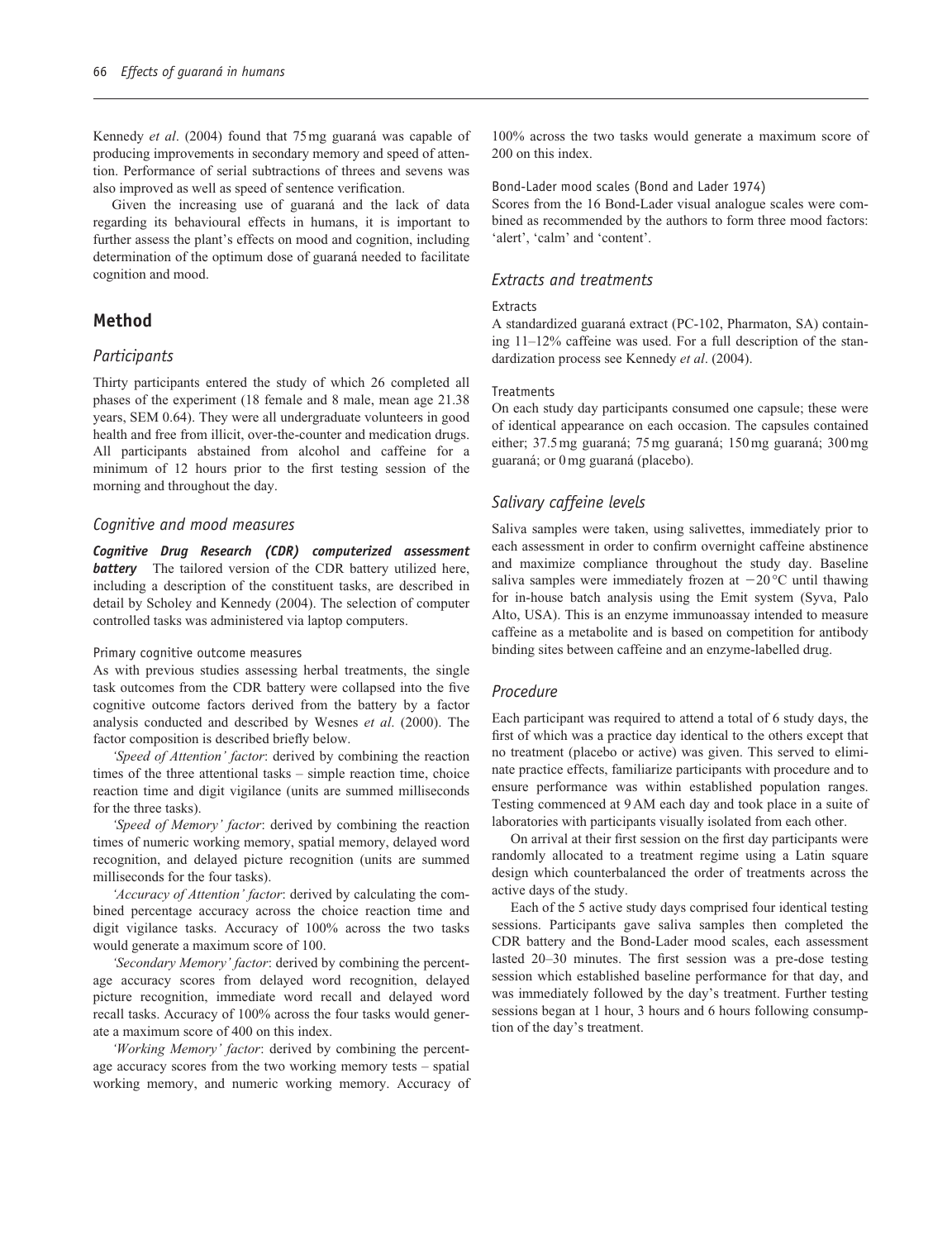Kennedy *et al*. (2004) found that 75 mg guaraná was capable of producing improvements in secondary memory and speed of attention. Performance of serial subtractions of threes and sevens was also improved as well as speed of sentence verification.

Given the increasing use of guaraná and the lack of data regarding its behavioural effects in humans, it is important to further assess the plant's effects on mood and cognition, including determination of the optimum dose of guaraná needed to facilitate cognition and mood.

## Method

### Participants

Thirty participants entered the study of which 26 completed all phases of the experiment (18 female and 8 male, mean age 21.38 years, SEM 0.64). They were all undergraduate volunteers in good health and free from illicit, over-the-counter and medication drugs. All participants abstained from alcohol and caffeine for a minimum of 12 hours prior to the first testing session of the morning and throughout the day.

### Cognitive and mood measures

***Cognitive Drug Research (CDR) computerized assessment battery*** The tailored version of the CDR battery utilized here, including a description of the constituent tasks, are described in detail by Scholey and Kennedy (2004). The selection of computer controlled tasks was administered via laptop computers.

#### Primary cognitive outcome measures

As with previous studies assessing herbal treatments, the single task outcomes from the CDR battery were collapsed into the five cognitive outcome factors derived from the battery by a factor analysis conducted and described by Wesnes *et al*. (2000). The factor composition is described briefly below.

*'Speed of Attention' factor*: derived by combining the reaction times of the three attentional tasks – simple reaction time, choice reaction time and digit vigilance (units are summed milliseconds for the three tasks).

*'Speed of Memory' factor*: derived by combining the reaction times of numeric working memory, spatial memory, delayed word recognition, and delayed picture recognition (units are summed milliseconds for the four tasks).

*'Accuracy of Attention' factor*: derived by calculating the combined percentage accuracy across the choice reaction time and digit vigilance tasks. Accuracy of 100% across the two tasks would generate a maximum score of 100.

*'Secondary Memory' factor*: derived by combining the percentage accuracy scores from delayed word recognition, delayed picture recognition, immediate word recall and delayed word recall tasks. Accuracy of 100% across the four tasks would generate a maximum score of 400 on this index.

*'Working Memory' factor*: derived by combining the percentage accuracy scores from the two working memory tests – spatial working memory, and numeric working memory. Accuracy of 100% across the two tasks would generate a maximum score of 200 on this index.

#### Bond-Lader mood scales (Bond and Lader 1974)

Scores from the 16 Bond-Lader visual analogue scales were combined as recommended by the authors to form three mood factors: 'alert', 'calm' and 'content'.

### Extracts and treatments

#### Extracts

A standardized guaraná extract (PC-102, Pharmaton, SA) containing 11–12% caffeine was used. For a full description of the standardization process see Kennedy *et al*. (2004).

#### Treatments

On each study day participants consumed one capsule; these were of identical appearance on each occasion. The capsules contained either; 37.5 mg guaraná; 75 mg guaraná; 150 mg guaraná; 300 mg guaraná; or 0 mg guaraná (placebo).

### Salivary caffeine levels

Saliva samples were taken, using salivettes, immediately prior to each assessment in order to confirm overnight caffeine abstinence and maximize compliance throughout the study day. Baseline saliva samples were immediately frozen at −20 °C until thawing for in-house batch analysis using the Emit system (Syva, Palo Alto, USA). This is an enzyme immunoassay intended to measure caffeine as a metabolite and is based on competition for antibody binding sites between caffeine and an enzyme-labelled drug.

### Procedure

Each participant was required to attend a total of 6 study days, the first of which was a practice day identical to the others except that no treatment (placebo or active) was given. This served to eliminate practice effects, familiarize participants with procedure and to ensure performance was within established population ranges. Testing commenced at 9 AM each day and took place in a suite of laboratories with participants visually isolated from each other.

On arrival at their first session on the first day participants were randomly allocated to a treatment regime using a Latin square design which counterbalanced the order of treatments across the active days of the study.

Each of the 5 active study days comprised four identical testing sessions. Participants gave saliva samples then completed the CDR battery and the Bond-Lader mood scales, each assessment lasted 20–30 minutes. The first session was a pre-dose testing session which established baseline performance for that day, and was immediately followed by the day's treatment. Further testing sessions began at 1 hour, 3 hours and 6 hours following consumption of the day's treatment.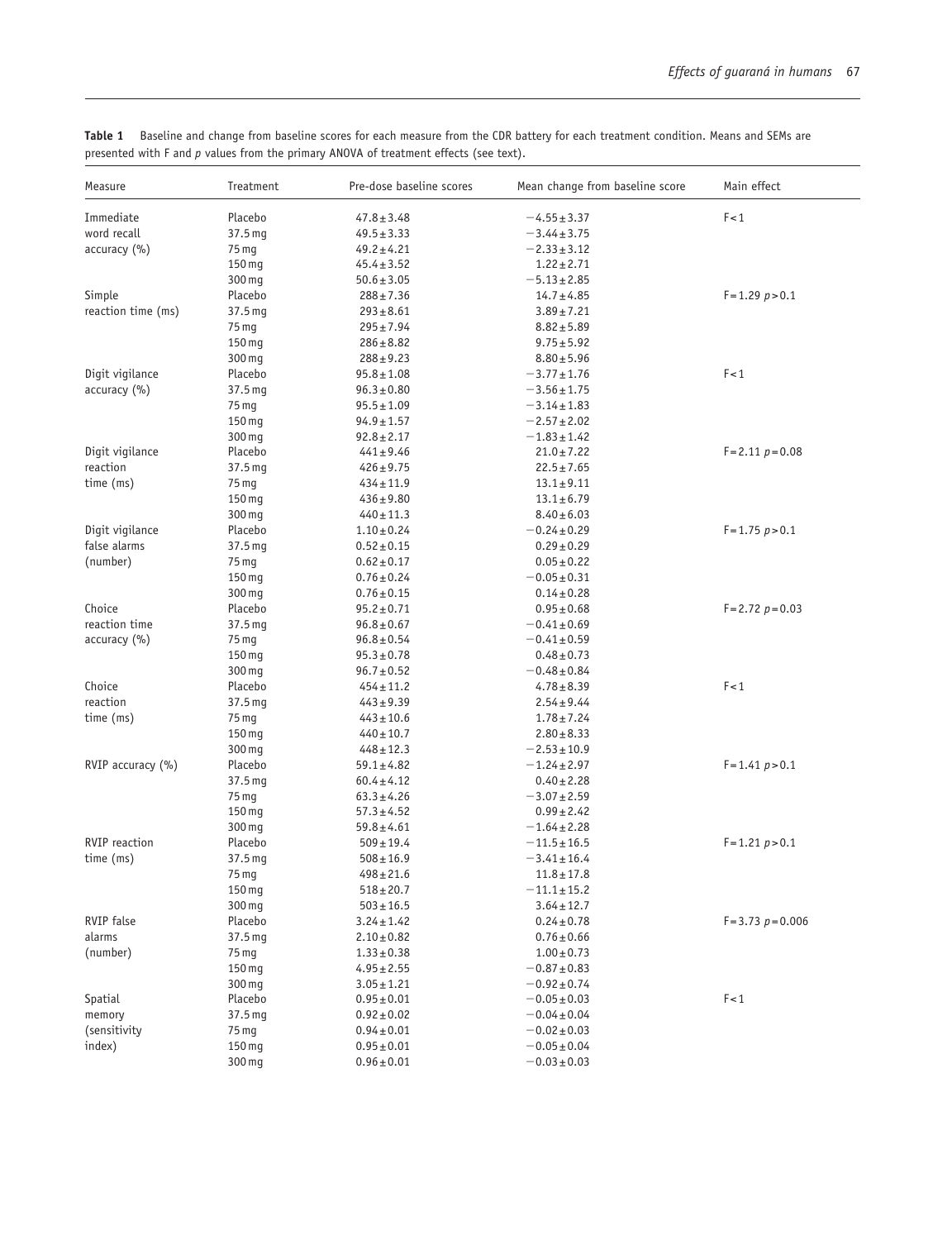**Table 1** Baseline and change from baseline scores for each measure from the CDR battery for each treatment condition. Means and SEMs are presented with F and *p* values from the primary ANOVA of treatment effects (see text).

| Measure | Treatment | Pre-dose baseline scores | Mean change from baseline score | Main effect |
|---|---|---|---|---|
| Immediate word recall accuracy (%) | Placebo | $47.8 \pm 3.48$ | $-4.55 \pm 3.37$ | $F < 1$ |
| | 37.5 mg | $49.5 \pm 3.33$ | $-3.44 \pm 3.75$ | |
| | 75 mg | $49.2 \pm 4.21$ | $-2.33 \pm 3.12$ | |
| | 150 mg | $45.4 \pm 3.52$ | $1.22 \pm 2.71$ | |
| | 300 mg | $50.6 \pm 3.05$ | $-5.13 \pm 2.85$ | |
| Simple reaction time (ms) | Placebo | $288 \pm 7.36$ | $14.7 \pm 4.85$ | $F = 1.29$ $p > 0.1$ |
| | 37.5 mg | $293 \pm 8.61$ | $3.89 \pm 7.21$ | |
| | 75 mg | $295 \pm 7.94$ | $8.82 \pm 5.89$ | |
| | 150 mg | $286 \pm 8.82$ | $9.75 \pm 5.92$ | |
| | 300 mg | $288 \pm 9.23$ | $8.80 \pm 5.96$ | |
| Digit vigilance accuracy (%) | Placebo | $95.8 \pm 1.08$ | $-3.77 \pm 1.76$ | $F < 1$ |
| | 37.5 mg | $96.3 \pm 0.80$ | $-3.56 \pm 1.75$ | |
| | 75 mg | $95.5 \pm 1.09$ | $-3.14 \pm 1.83$ | |
| | 150 mg | $94.9 \pm 1.57$ | $-2.57 \pm 2.02$ | |
| | 300 mg | $92.8 \pm 2.17$ | $-1.83 \pm 1.42$ | |
| Digit vigilance reaction time (ms) | Placebo | $441 \pm 9.46$ | $21.0 \pm 7.22$ | $F = 2.11$ $p = 0.08$ |
| | 37.5 mg | $426 \pm 9.75$ | $22.5 \pm 7.65$ | |
| | 75 mg | $434 \pm 11.9$ | $13.1 \pm 9.11$ | |
| | 150 mg | $436 \pm 9.80$ | $13.1 \pm 6.79$ | |
| | 300 mg | $440 \pm 11.3$ | $8.40 \pm 6.03$ | |
| Digit vigilance false alarms (number) | Placebo | $1.10 \pm 0.24$ | $-0.24 \pm 0.29$ | $F = 1.75$ $p > 0.1$ |
| | 37.5 mg | $0.52 \pm 0.15$ | $0.29 \pm 0.29$ | |
| | 75 mg | $0.62 \pm 0.17$ | $0.05 \pm 0.22$ | |
| | 150 mg | $0.76 \pm 0.24$ | $-0.05 \pm 0.31$ | |
| | 300 mg | $0.76 \pm 0.15$ | $0.14 \pm 0.28$ | |
| Choice reaction time accuracy (%) | Placebo | $95.2 \pm 0.71$ | $0.95 \pm 0.68$ | $F = 2.72$ $p = 0.03$ |
| | 37.5 mg | $96.8 \pm 0.67$ | $-0.41 \pm 0.69$ | |
| | 75 mg | $96.8 \pm 0.54$ | $-0.41 \pm 0.59$ | |
| | 150 mg | $95.3 \pm 0.78$ | $0.48 \pm 0.73$ | |
| | 300 mg | $96.7 \pm 0.52$ | $-0.48 \pm 0.84$ | |
| Choice reaction time (ms) | Placebo | $454 \pm 11.2$ | $4.78 \pm 8.39$ | $F < 1$ |
| | 37.5 mg | $443 \pm 9.39$ | $2.54 \pm 9.44$ | |
| | 75 mg | $443 \pm 10.6$ | $1.78 \pm 7.24$ | |
| | 150 mg | $440 \pm 10.7$ | $2.80 \pm 8.33$ | |
| | 300 mg | $448 \pm 12.3$ | $-2.53 \pm 10.9$ | |
| RVIP accuracy (%) | Placebo | $59.1 \pm 4.82$ | $-1.24 \pm 2.97$ | $F = 1.41$ $p > 0.1$ |
| | 37.5 mg | $60.4 \pm 4.12$ | $0.40 \pm 2.28$ | |
| | 75 mg | $63.3 \pm 4.26$ | $-3.07 \pm 2.59$ | |
| | 150 mg | $57.3 \pm 4.52$ | $0.99 \pm 2.42$ | |
| | 300 mg | $59.8 \pm 4.61$ | $-1.64 \pm 2.28$ | |
| RVIP reaction time (ms) | Placebo | $509 \pm 19.4$ | $-11.5 \pm 16.5$ | $F = 1.21$ $p > 0.1$ |
| | 37.5 mg | $508 \pm 16.9$ | $-3.41 \pm 16.4$ | |
| | 75 mg | $498 \pm 21.6$ | $11.8 \pm 17.8$ | |
| | 150 mg | $518 \pm 20.7$ | $-11.1 \pm 15.2$ | |
| | 300 mg | $503 \pm 16.5$ | $3.64 \pm 12.7$ | |
| RVIP false alarms (number) | Placebo | $3.24 \pm 1.42$ | $0.24 \pm 0.78$ | $F = 3.73$ $p = 0.006$ |
| | 37.5 mg | $2.10 \pm 0.82$ | $0.76 \pm 0.66$ | |
| | 75 mg | $1.33 \pm 0.38$ | $1.00 \pm 0.73$ | |
| | 150 mg | $4.95 \pm 2.55$ | $-0.87 \pm 0.83$ | |
| | 300 mg | $3.05 \pm 1.21$ | $-0.92 \pm 0.74$ | |
| Spatial memory (sensitivity index) | Placebo | $0.95 \pm 0.01$ | $-0.05 \pm 0.03$ | $F < 1$ |
| | 37.5 mg | $0.92 \pm 0.02$ | $-0.04 \pm 0.04$ | |
| | 75 mg | $0.94 \pm 0.01$ | $-0.02 \pm 0.03$ | |
| | 150 mg | $0.95 \pm 0.01$ | $-0.05 \pm 0.04$ | |
| | 300 mg | $0.96 \pm 0.01$ | $-0.03 \pm 0.03$ | |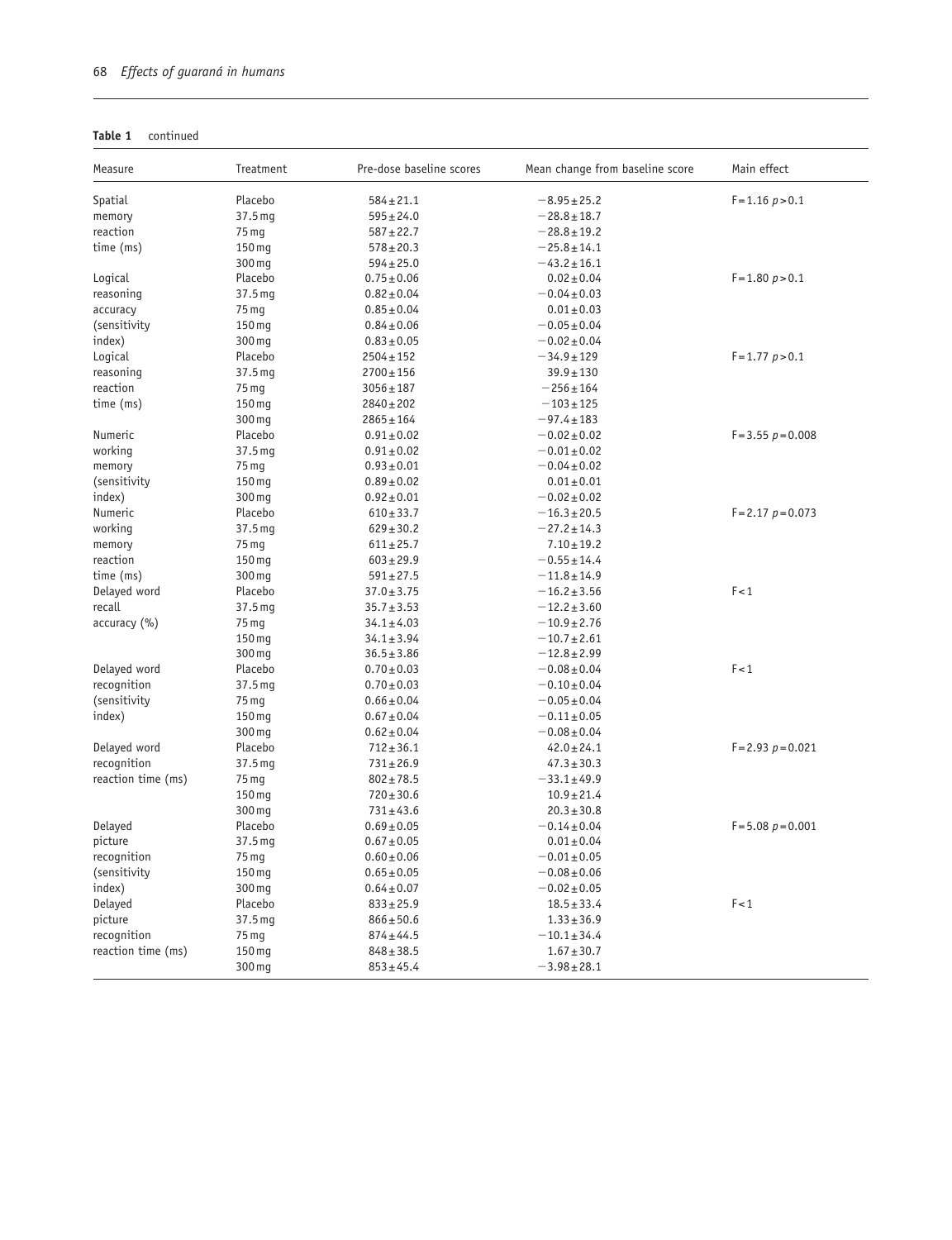**Table 1** continued

| Measure | Treatment | Pre-dose baseline scores | Mean change from baseline score | Main effect |
|---|---|---|---|---|
| Spatial memory reaction time (ms) | Placebo | 584 ± 21.1 | −8.95 ± 25.2 | $F = 1.16$ $p > 0.1$ |
| | 37.5 mg | 595 ± 24.0 | −28.8 ± 18.7 | |
| | 75 mg | 587 ± 22.7 | −28.8 ± 19.2 | |
| | 150 mg | 578 ± 20.3 | −25.8 ± 14.1 | |
| | 300 mg | 594 ± 25.0 | −43.2 ± 16.1 | |
| Logical reasoning accuracy (sensitivity index) | Placebo | 0.75 ± 0.06 | 0.02 ± 0.04 | $F = 1.80$ $p > 0.1$ |
| | 37.5 mg | 0.82 ± 0.04 | −0.04 ± 0.03 | |
| | 75 mg | 0.85 ± 0.04 | 0.01 ± 0.03 | |
| | 150 mg | 0.84 ± 0.06 | −0.05 ± 0.04 | |
| | 300 mg | 0.83 ± 0.05 | −0.02 ± 0.04 | |
| Logical reasoning reaction time (ms) | Placebo | 2504 ± 152 | −34.9 ± 129 | $F = 1.77$ $p > 0.1$ |
| | 37.5 mg | 2700 ± 156 | 39.9 ± 130 | |
| | 75 mg | 3056 ± 187 | −256 ± 164 | |
| | 150 mg | 2840 ± 202 | −103 ± 125 | |
| | 300 mg | 2865 ± 164 | −97.4 ± 183 | |
| Numeric working memory (sensitivity index) | Placebo | 0.91 ± 0.02 | −0.02 ± 0.02 | $F = 3.55$ $p = 0.008$ |
| | 37.5 mg | 0.91 ± 0.02 | −0.01 ± 0.02 | |
| | 75 mg | 0.93 ± 0.01 | −0.04 ± 0.02 | |
| | 150 mg | 0.89 ± 0.02 | 0.01 ± 0.01 | |
| | 300 mg | 0.92 ± 0.01 | −0.02 ± 0.02 | |
| Numeric working memory reaction time (ms) | Placebo | 610 ± 33.7 | −16.3 ± 20.5 | $F = 2.17$ $p = 0.073$ |
| | 37.5 mg | 629 ± 30.2 | −27.2 ± 14.3 | |
| | 75 mg | 611 ± 25.7 | 7.10 ± 19.2 | |
| | 150 mg | 603 ± 29.9 | −0.55 ± 14.4 | |
| | 300 mg | 591 ± 27.5 | −11.8 ± 14.9 | |
| Delayed word recall accuracy (%) | Placebo | 37.0 ± 3.75 | −16.2 ± 3.56 | $F < 1$ |
| | 37.5 mg | 35.7 ± 3.53 | −12.2 ± 3.60 | |
| | 75 mg | 34.1 ± 4.03 | −10.9 ± 2.76 | |
| | 150 mg | 34.1 ± 3.94 | −10.7 ± 2.61 | |
| | 300 mg | 36.5 ± 3.86 | −12.8 ± 2.99 | |
| Delayed word recognition (sensitivity index) | Placebo | 0.70 ± 0.03 | −0.08 ± 0.04 | $F < 1$ |
| | 37.5 mg | 0.70 ± 0.03 | −0.10 ± 0.04 | |
| | 75 mg | 0.66 ± 0.04 | −0.05 ± 0.04 | |
| | 150 mg | 0.67 ± 0.04 | −0.11 ± 0.05 | |
| | 300 mg | 0.62 ± 0.04 | −0.08 ± 0.04 | |
| Delayed word recognition reaction time (ms) | Placebo | 712 ± 36.1 | 42.0 ± 24.1 | $F = 2.93$ $p = 0.021$ |
| | 37.5 mg | 731 ± 26.9 | 47.3 ± 30.3 | |
| | 75 mg | 802 ± 78.5 | −33.1 ± 49.9 | |
| | 150 mg | 720 ± 30.6 | 10.9 ± 21.4 | |
| | 300 mg | 731 ± 43.6 | 20.3 ± 30.8 | |
| Delayed picture recognition (sensitivity index) | Placebo | 0.69 ± 0.05 | −0.14 ± 0.04 | $F = 5.08$ $p = 0.001$ |
| | 37.5 mg | 0.67 ± 0.05 | 0.01 ± 0.04 | |
| | 75 mg | 0.60 ± 0.06 | −0.01 ± 0.05 | |
| | 150 mg | 0.65 ± 0.05 | −0.08 ± 0.06 | |
| | 300 mg | 0.64 ± 0.07 | −0.02 ± 0.05 | |
| Delayed picture recognition reaction time (ms) | Placebo | 833 ± 25.9 | 18.5 ± 33.4 | $F < 1$ |
| | 37.5 mg | 866 ± 50.6 | 1.33 ± 36.9 | |
| | 75 mg | 874 ± 44.5 | −10.1 ± 34.4 | |
| | 150 mg | 848 ± 38.5 | 1.67 ± 30.7 | |
| | 300 mg | 853 ± 45.4 | −3.98 ± 28.1 | |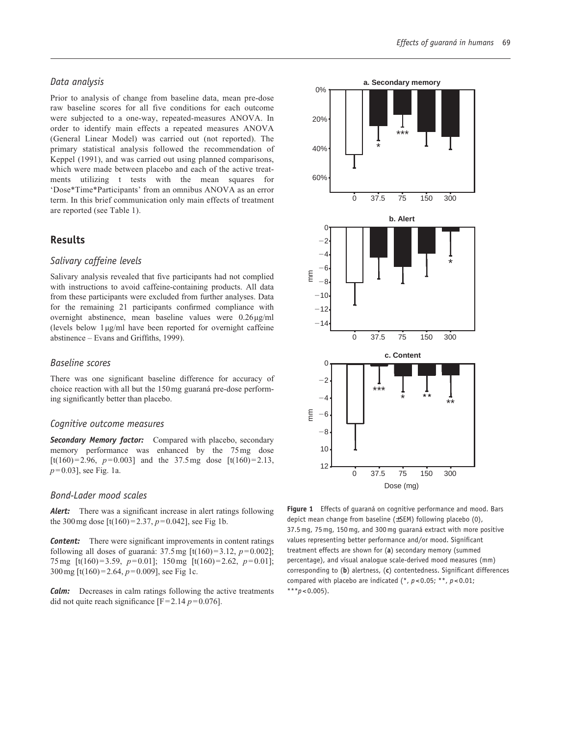## Data analysis

Prior to analysis of change from baseline data, mean pre-dose raw baseline scores for all five conditions for each outcome were subjected to a one-way, repeated-measures ANOVA. In order to identify main effects a repeated measures ANOVA (General Linear Model) was carried out (not reported). The primary statistical analysis followed the recommendation of Keppel (1991), and was carried out using planned comparisons, which were made between placebo and each of the active treatments utilizing t tests with the mean squares for 'Dose*Time*Participants' from an omnibus ANOVA as an error term. In this brief communication only main effects of treatment are reported (see Table 1).

# Results

## Salivary caffeine levels

Salivary analysis revealed that five participants had not complied with instructions to avoid caffeine-containing products. All data from these participants were excluded from further analyses. Data for the remaining 21 participants confirmed compliance with overnight abstinence, mean baseline values were 0.26 μg/ml (levels below 1 μg/ml have been reported for overnight caffeine abstinence – Evans and Griffiths, 1999).

## Baseline scores

There was one significant baseline difference for accuracy of choice reaction with all but the 150 mg guaraná pre-dose performing significantly better than placebo.

## Cognitive outcome measures

***Secondary Memory factor:*** Compared with placebo, secondary memory performance was enhanced by the 75 mg dose [$t(160) = 2.96$, $p = 0.003$] and the 37.5 mg dose [$t(160) = 2.13$, $p = 0.03$], see Fig. 1a.

## Bond-Lader mood scales

***Alert:*** There was a significant increase in alert ratings following the 300 mg dose [$t(160) = 2.37$, $p = 0.042$], see Fig 1b.

***Content:*** There were significant improvements in content ratings following all doses of guaraná: 37.5 mg [$t(160) = 3.12$, $p = 0.002$]; 75 mg [$t(160) = 3.59$, $p = 0.01$]; 150 mg [$t(160) = 2.62$, $p = 0.01$]; 300 mg [$t(160) = 2.64$, $p = 0.009$], see Fig 1c.

***Calm:*** Decreases in calm ratings following the active treatments did not quite reach significance [$F = 2.14$ $p = 0.076$].

**Figure 1** Effects of guaraná on cognitive performance and mood. Bars depict mean change from baseline (±SEM) following placebo (0), 37.5 mg, 75 mg, 150 mg, and 300 mg guaraná extract with more positive values representing better performance and/or mood. Significant treatment effects are shown for (**a**) secondary memory (summed percentage), and visual analogue scale-derived mood measures (mm) corresponding to (**b**) alertness, (**c**) contentedness. Significant differences compared with placebo are indicated (*, $p < 0.05$; **, $p < 0.01$; ***$p < 0.005$).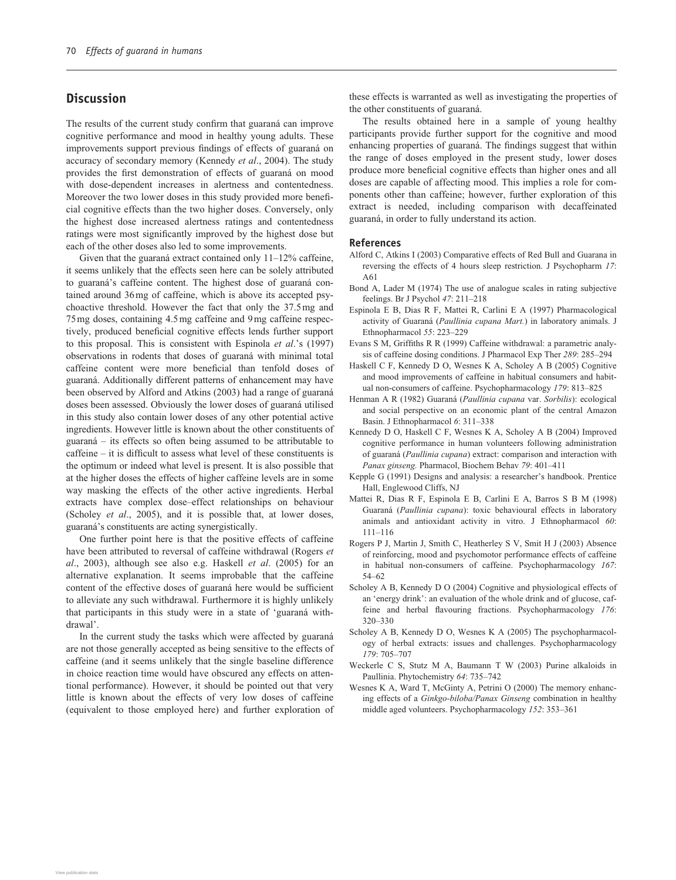## Discussion

The results of the current study confirm that guaraná can improve cognitive performance and mood in healthy young adults. These improvements support previous findings of effects of guaraná on accuracy of secondary memory (Kennedy *et al*., 2004). The study provides the first demonstration of effects of guaraná on mood with dose-dependent increases in alertness and contentedness. Moreover the two lower doses in this study provided more beneficial cognitive effects than the two higher doses. Conversely, only the highest dose increased alertness ratings and contentedness ratings were most significantly improved by the highest dose but each of the other doses also led to some improvements.

Given that the guaraná extract contained only 11–12% caffeine, it seems unlikely that the effects seen here can be solely attributed to guaraná's caffeine content. The highest dose of guaraná contained around 36 mg of caffeine, which is above its accepted psychoactive threshold. However the fact that only the 37.5 mg and 75 mg doses, containing 4.5 mg caffeine and 9 mg caffeine respectively, produced beneficial cognitive effects lends further support to this proposal. This is consistent with Espinola *et al*.'s (1997) observations in rodents that doses of guaraná with minimal total caffeine content were more beneficial than tenfold doses of guaraná. Additionally different patterns of enhancement may have been observed by Alford and Atkins (2003) had a range of guaraná doses been assessed. Obviously the lower doses of guaraná utilised in this study also contain lower doses of any other potential active ingredients. However little is known about the other constituents of guaraná – its effects so often being assumed to be attributable to caffeine – it is difficult to assess what level of these constituents is the optimum or indeed what level is present. It is also possible that at the higher doses the effects of higher caffeine levels are in some way masking the effects of the other active ingredients. Herbal extracts have complex dose–effect relationships on behaviour (Scholey *et al*., 2005), and it is possible that, at lower doses, guaraná's constituents are acting synergistically.

One further point here is that the positive effects of caffeine have been attributed to reversal of caffeine withdrawal (Rogers *et al*., 2003), although see also e.g. Haskell *et al*. (2005) for an alternative explanation. It seems improbable that the caffeine content of the effective doses of guaraná here would be sufficient to alleviate any such withdrawal. Furthermore it is highly unlikely that participants in this study were in a state of 'guaraná withdrawal'.

In the current study the tasks which were affected by guaraná are not those generally accepted as being sensitive to the effects of caffeine (and it seems unlikely that the single baseline difference in choice reaction time would have obscured any effects on attentional performance). However, it should be pointed out that very little is known about the effects of very low doses of caffeine (equivalent to those employed here) and further exploration of these effects is warranted as well as investigating the properties of the other constituents of guaraná.

The results obtained here in a sample of young healthy participants provide further support for the cognitive and mood enhancing properties of guaraná. The findings suggest that within the range of doses employed in the present study, lower doses produce more beneficial cognitive effects than higher ones and all doses are capable of affecting mood. This implies a role for components other than caffeine; however, further exploration of this extract is needed, including comparison with decaffeinated guaraná, in order to fully understand its action.

### References

Alford C, Atkins I (2003) Comparative effects of Red Bull and Guarana in reversing the effects of 4 hours sleep restriction. J Psychopharm *17*: A61

Bond A, Lader M (1974) The use of analogue scales in rating subjective feelings. Br J Psychol *47*: 211–218

Espinola E B, Dias R F, Mattei R, Carlini E A (1997) Pharmacological activity of Guaraná (*Paullinia cupana Mart.*) in laboratory animals. J Ethnopharmacol *55*: 223–229

Evans S M, Griffiths R R (1999) Caffeine withdrawal: a parametric analysis of caffeine dosing conditions. J Pharmacol Exp Ther *289*: 285–294

Haskell C F, Kennedy D O, Wesnes K A, Scholey A B (2005) Cognitive and mood improvements of caffeine in habitual consumers and habitual non-consumers of caffeine. Psychopharmacology *179*: 813–825

Henman A R (1982) Guaraná (*Paullinia cupana* var. *Sorbilis*): ecological and social perspective on an economic plant of the central Amazon Basin. J Ethnopharmacol *6*: 311–338

Kennedy D O, Haskell C F, Wesnes K A, Scholey A B (2004) Improved cognitive performance in human volunteers following administration of guaraná (*Paullinia cupana*) extract: comparison and interaction with *Panax ginseng.* Pharmacol, Biochem Behav *79*: 401–411

Kepple G (1991) Designs and analysis: a researcher's handbook. Prentice Hall, Englewood Cliffs, NJ

Mattei R, Dias R F, Espinola E B, Carlini E A, Barros S B M (1998) Guaraná (*Paullinia cupana*): toxic behavioural effects in laboratory animals and antioxidant activity in vitro. J Ethnopharmacol *60*: 111–116

Rogers P J, Martin J, Smith C, Heatherley S V, Smit H J (2003) Absence of reinforcing, mood and psychomotor performance effects of caffeine in habitual non-consumers of caffeine. Psychopharmacology *167*: 54–62

Scholey A B, Kennedy D O (2004) Cognitive and physiological effects of an 'energy drink': an evaluation of the whole drink and of glucose, caffeine and herbal flavouring fractions. Psychopharmacology *176*: 320–330

Scholey A B, Kennedy D O, Wesnes K A (2005) The psychopharmacology of herbal extracts: issues and challenges. Psychopharmacology *179*: 705–707

Weckerle C S, Stutz M A, Baumann T W (2003) Purine alkaloids in Paullinia. Phytochemistry *64*: 735–742

Wesnes K A, Ward T, McGinty A, Petrini O (2000) The memory enhancing effects of a *Ginkgo-biloba/Panax Ginseng* combination in healthy middle aged volunteers. Psychopharmacology *152*: 353–361